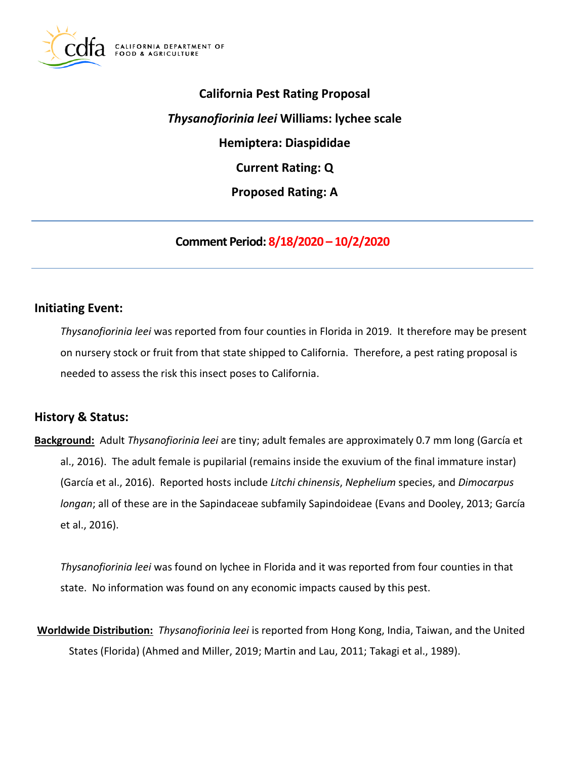# California Pest Rating Proposal

## *Thysanofiorinia leei* Williams: lychee scale

## Hemiptera: Diaspididae

## Current Rating: Q

## Proposed Rating: A

---

**Comment Period: 8/18/2020 – 10/2/2020**

---

## Initiating Event:

*Thysanofiorinia leei* was reported from four counties in Florida in 2019. It therefore may be present on nursery stock or fruit from that state shipped to California. Therefore, a pest rating proposal is needed to assess the risk this insect poses to California.

## History & Status:

**Background:** Adult *Thysanofiorinia leei* are tiny; adult females are approximately 0.7 mm long (García et al., 2016). The adult female is pupilarial (remains inside the exuvium of the final immature instar) (García et al., 2016). Reported hosts include *Litchi chinensis*, *Nephelium* species, and *Dimocarpus longan*; all of these are in the Sapindaceae subfamily Sapindoideae (Evans and Dooley, 2013; García et al., 2016).

*Thysanofiorinia leei* was found on lychee in Florida and it was reported from four counties in that state. No information was found on any economic impacts caused by this pest.

**Worldwide Distribution:** *Thysanofiorinia leei* is reported from Hong Kong, India, Taiwan, and the United States (Florida) (Ahmed and Miller, 2019; Martin and Lau, 2011; Takagi et al., 1989).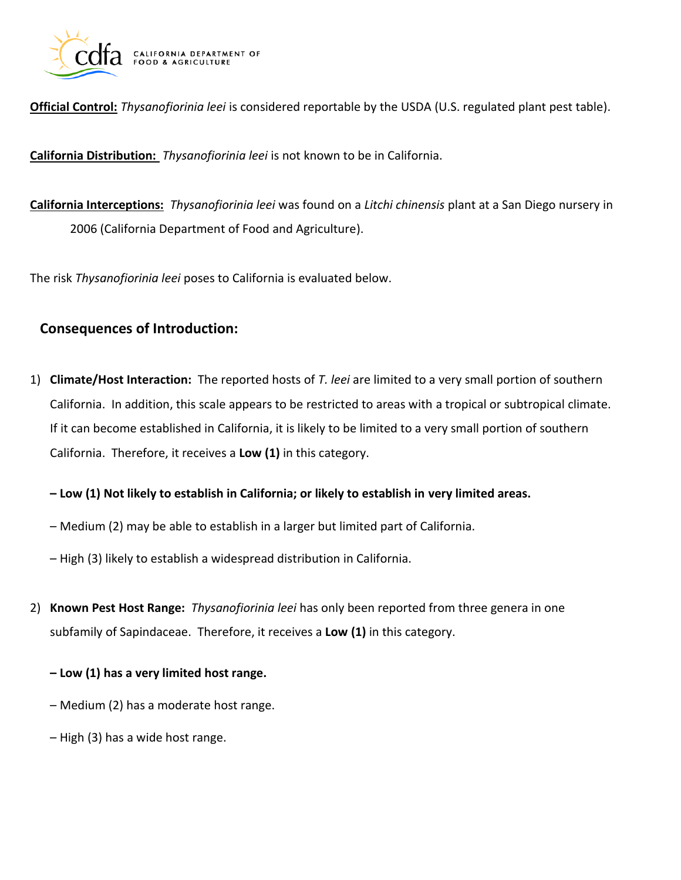**Official Control:** *Thysanofiorinia leei* is considered reportable by the USDA (U.S. regulated plant pest table).

**California Distribution:** *Thysanofiorinia leei* is not known to be in California.

**California Interceptions:** *Thysanofiorinia leei* was found on a *Litchi chinensis* plant at a San Diego nursery in 2006 (California Department of Food and Agriculture).

The risk *Thysanofiorinia leei* poses to California is evaluated below.

## Consequences of Introduction:

1) **Climate/Host Interaction:** The reported hosts of *T. leei* are limited to a very small portion of southern California. In addition, this scale appears to be restricted to areas with a tropical or subtropical climate. If it can become established in California, it is likely to be limited to a very small portion of southern California. Therefore, it receives a **Low (1)** in this category.

   **– Low (1) Not likely to establish in California; or likely to establish in very limited areas.**

   – Medium (2) may be able to establish in a larger but limited part of California.

   – High (3) likely to establish a widespread distribution in California.

2) **Known Pest Host Range:** *Thysanofiorinia leei* has only been reported from three genera in one subfamily of Sapindaceae. Therefore, it receives a **Low (1)** in this category.

   **– Low (1) has a very limited host range.**

   – Medium (2) has a moderate host range.

   – High (3) has a wide host range.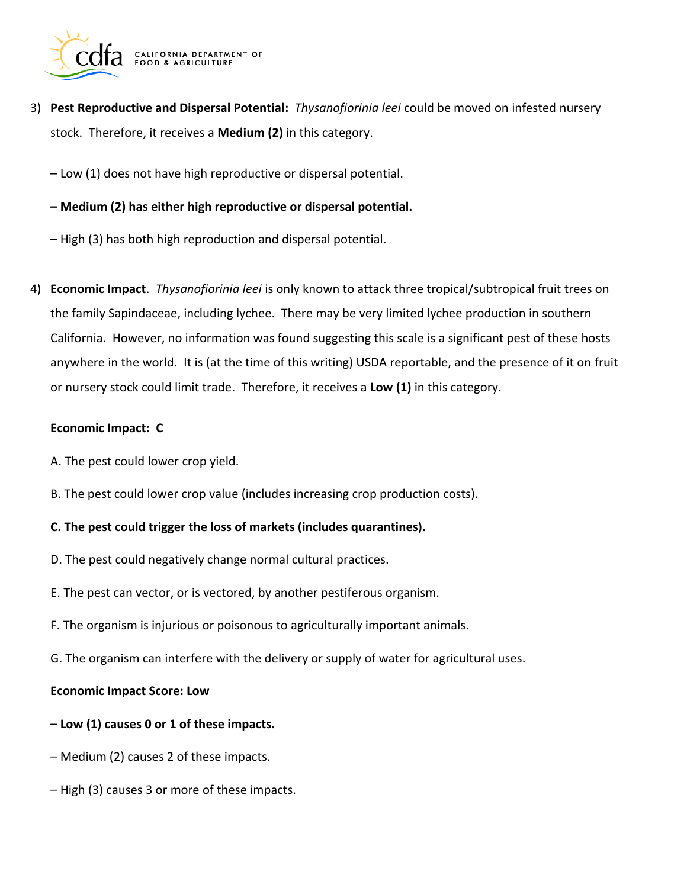3) **Pest Reproductive and Dispersal Potential:** *Thysanofiorinia leei* could be moved on infested nursery stock. Therefore, it receives a **Medium (2)** in this category.

   – Low (1) does not have high reproductive or dispersal potential.

   **– Medium (2) has either high reproductive or dispersal potential.**

   – High (3) has both high reproduction and dispersal potential.

4) **Economic Impact**. *Thysanofiorinia leei* is only known to attack three tropical/subtropical fruit trees on the family Sapindaceae, including lychee. There may be very limited lychee production in southern California. However, no information was found suggesting this scale is a significant pest of these hosts anywhere in the world. It is (at the time of this writing) USDA reportable, and the presence of it on fruit or nursery stock could limit trade. Therefore, it receives a **Low (1)** in this category.

   **Economic Impact: C**

   A. The pest could lower crop yield.

   B. The pest could lower crop value (includes increasing crop production costs).

   **C. The pest could trigger the loss of markets (includes quarantines).**

   D. The pest could negatively change normal cultural practices.

   E. The pest can vector, or is vectored, by another pestiferous organism.

   F. The organism is injurious or poisonous to agriculturally important animals.

   G. The organism can interfere with the delivery or supply of water for agricultural uses.

   **Economic Impact Score: Low**

   **– Low (1) causes 0 or 1 of these impacts.**

   – Medium (2) causes 2 of these impacts.

   – High (3) causes 3 or more of these impacts.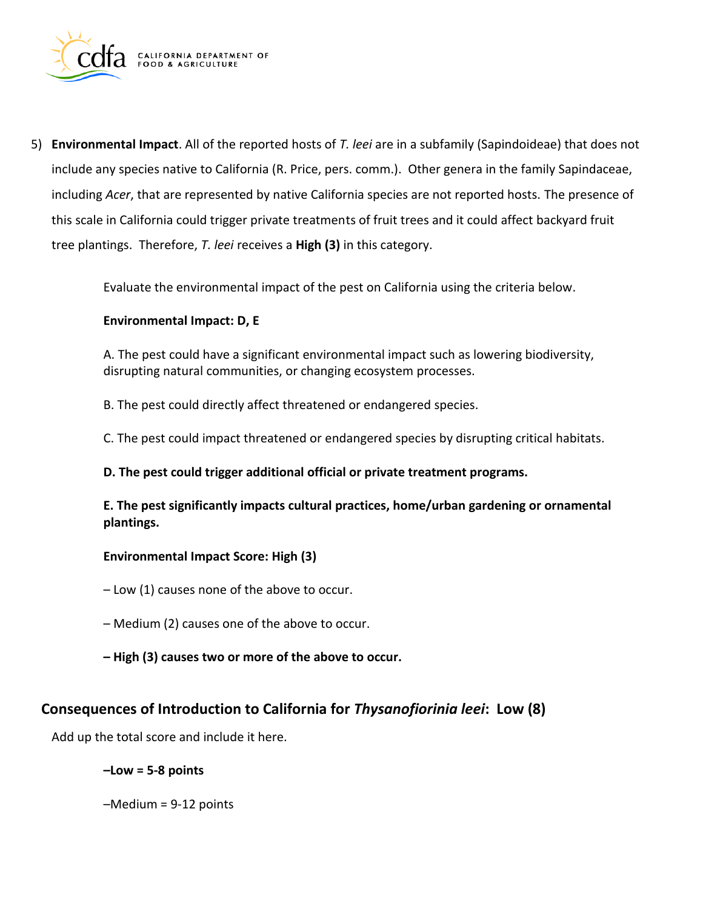5) **Environmental Impact**. All of the reported hosts of *T. leei* are in a subfamily (Sapindoideae) that does not include any species native to California (R. Price, pers. comm.). Other genera in the family Sapindaceae, including *Acer*, that are represented by native California species are not reported hosts. The presence of this scale in California could trigger private treatments of fruit trees and it could affect backyard fruit tree plantings. Therefore, *T. leei* receives a **High (3)** in this category.

Evaluate the environmental impact of the pest on California using the criteria below.

**Environmental Impact: D, E**

A. The pest could have a significant environmental impact such as lowering biodiversity, disrupting natural communities, or changing ecosystem processes.

B. The pest could directly affect threatened or endangered species.

C. The pest could impact threatened or endangered species by disrupting critical habitats.

**D. The pest could trigger additional official or private treatment programs.**

**E. The pest significantly impacts cultural practices, home/urban gardening or ornamental plantings.**

**Environmental Impact Score: High (3)**

– Low (1) causes none of the above to occur.

– Medium (2) causes one of the above to occur.

**– High (3) causes two or more of the above to occur.**

## Consequences of Introduction to California for *Thysanofiorinia leei*: Low (8)

Add up the total score and include it here.

**–Low = 5-8 points**

–Medium = 9-12 points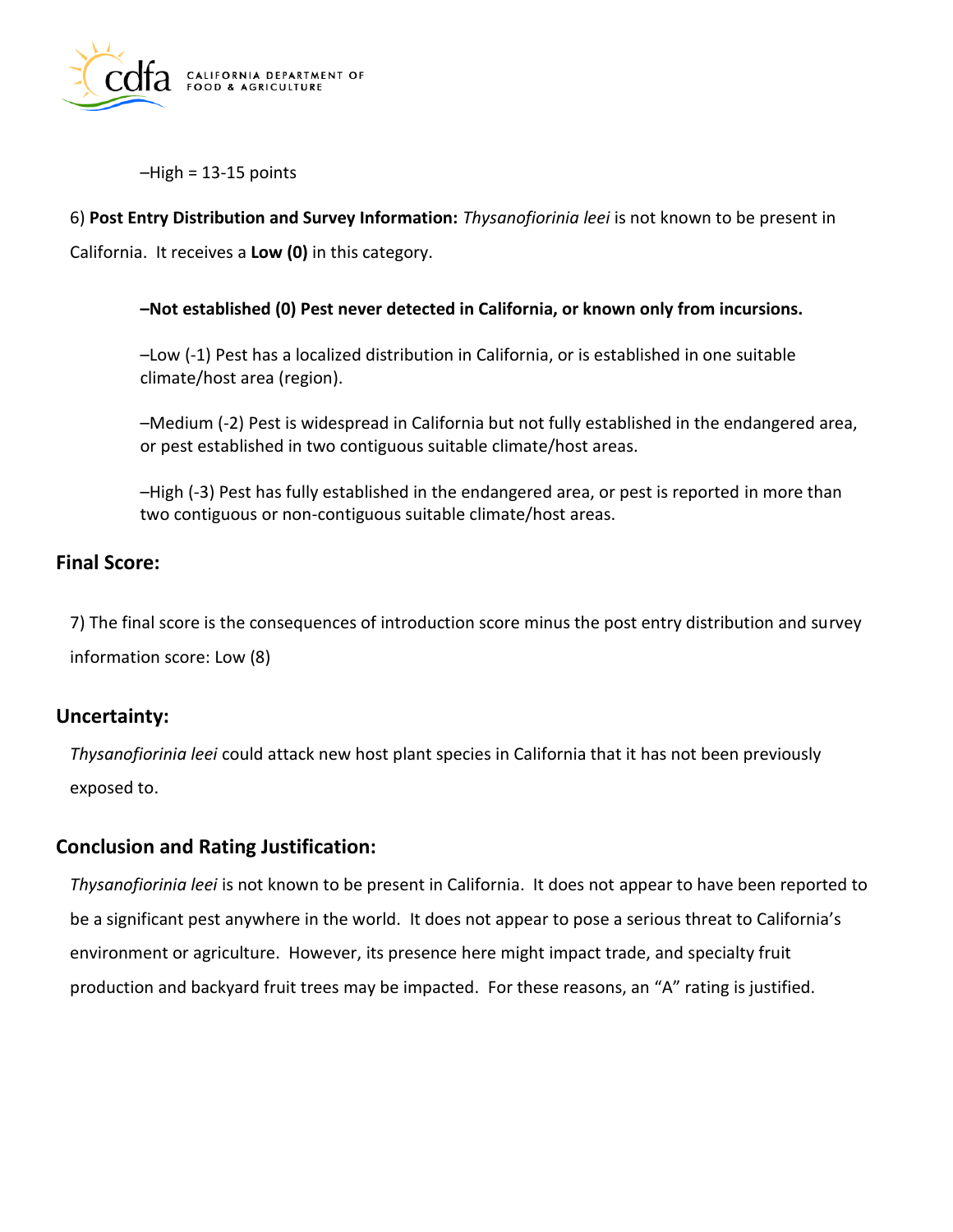–High = 13-15 points

6) **Post Entry Distribution and Survey Information:** *Thysanofiorinia leei* is not known to be present in California. It receives a **Low (0)** in this category.

> **–Not established (0) Pest never detected in California, or known only from incursions.**
>
> –Low (-1) Pest has a localized distribution in California, or is established in one suitable climate/host area (region).
>
> –Medium (-2) Pest is widespread in California but not fully established in the endangered area, or pest established in two contiguous suitable climate/host areas.
>
> –High (-3) Pest has fully established in the endangered area, or pest is reported in more than two contiguous or non-contiguous suitable climate/host areas.

## Final Score:

7) The final score is the consequences of introduction score minus the post entry distribution and survey information score: Low (8)

## Uncertainty:

*Thysanofiorinia leei* could attack new host plant species in California that it has not been previously exposed to.

## Conclusion and Rating Justification:

*Thysanofiorinia leei* is not known to be present in California. It does not appear to have been reported to be a significant pest anywhere in the world. It does not appear to pose a serious threat to California's environment or agriculture. However, its presence here might impact trade, and specialty fruit production and backyard fruit trees may be impacted. For these reasons, an "A" rating is justified.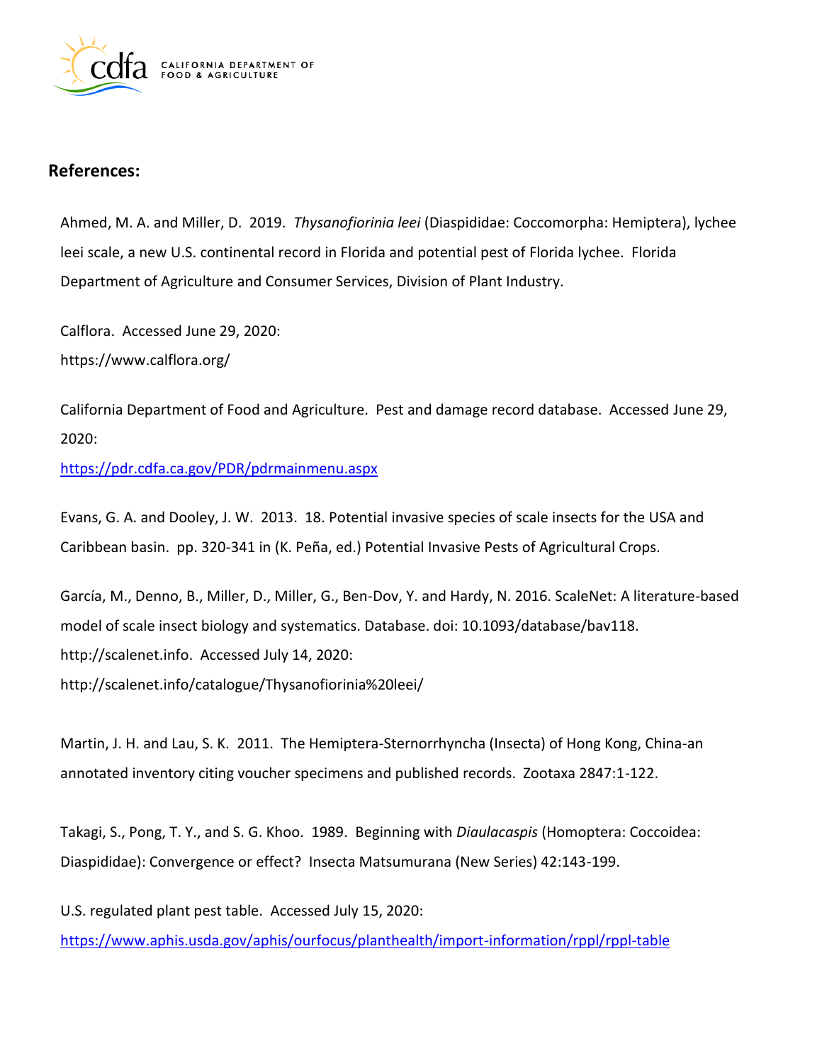## References:

Ahmed, M. A. and Miller, D. 2019. *Thysanofiorinia leei* (Diaspididae: Coccomorpha: Hemiptera), lychee leei scale, a new U.S. continental record in Florida and potential pest of Florida lychee. Florida Department of Agriculture and Consumer Services, Division of Plant Industry.

Calflora. Accessed June 29, 2020:
https://www.calflora.org/

California Department of Food and Agriculture. Pest and damage record database. Accessed June 29, 2020:
https://pdr.cdfa.ca.gov/PDR/pdrmainmenu.aspx

Evans, G. A. and Dooley, J. W. 2013. 18. Potential invasive species of scale insects for the USA and Caribbean basin. pp. 320-341 in (K. Peña, ed.) Potential Invasive Pests of Agricultural Crops.

García, M., Denno, B., Miller, D., Miller, G., Ben-Dov, Y. and Hardy, N. 2016. ScaleNet: A literature-based model of scale insect biology and systematics. Database. doi: 10.1093/database/bav118. http://scalenet.info. Accessed July 14, 2020:
http://scalenet.info/catalogue/Thysanofiorinia%20leei/

Martin, J. H. and Lau, S. K. 2011. The Hemiptera-Sternorrhyncha (Insecta) of Hong Kong, China-an annotated inventory citing voucher specimens and published records. Zootaxa 2847:1-122.

Takagi, S., Pong, T. Y., and S. G. Khoo. 1989. Beginning with *Diaulacaspis* (Homoptera: Coccoidea: Diaspididae): Convergence or effect? Insecta Matsumurana (New Series) 42:143-199.

U.S. regulated plant pest table. Accessed July 15, 2020:
https://www.aphis.usda.gov/aphis/ourfocus/planthealth/import-information/rppl/rppl-table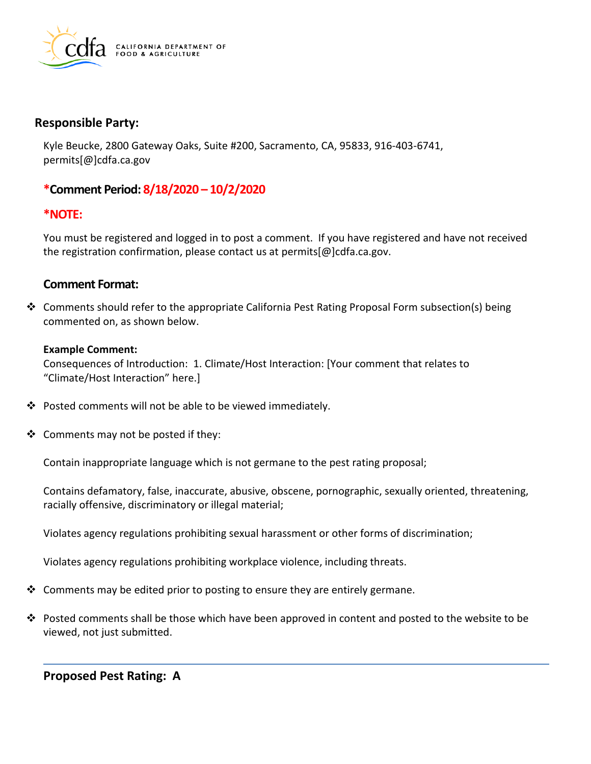### Responsible Party:

Kyle Beucke, 2800 Gateway Oaks, Suite #200, Sacramento, CA, 95833, 916-403-6741, permits[@]cdfa.ca.gov

### *Comment Period: 8/18/2020 – 10/2/2020

### *NOTE:

You must be registered and logged in to post a comment. If you have registered and have not received the registration confirmation, please contact us at permits[@]cdfa.ca.gov.

### Comment Format:

- Comments should refer to the appropriate California Pest Rating Proposal Form subsection(s) being commented on, as shown below.

  **Example Comment:**
  Consequences of Introduction: 1. Climate/Host Interaction: [Your comment that relates to "Climate/Host Interaction" here.]

- Posted comments will not be able to be viewed immediately.

- Comments may not be posted if they:

  Contain inappropriate language which is not germane to the pest rating proposal;

  Contains defamatory, false, inaccurate, abusive, obscene, pornographic, sexually oriented, threatening, racially offensive, discriminatory or illegal material;

  Violates agency regulations prohibiting sexual harassment or other forms of discrimination;

  Violates agency regulations prohibiting workplace violence, including threats.

- Comments may be edited prior to posting to ensure they are entirely germane.

- Posted comments shall be those which have been approved in content and posted to the website to be viewed, not just submitted.

---

### Proposed Pest Rating: A